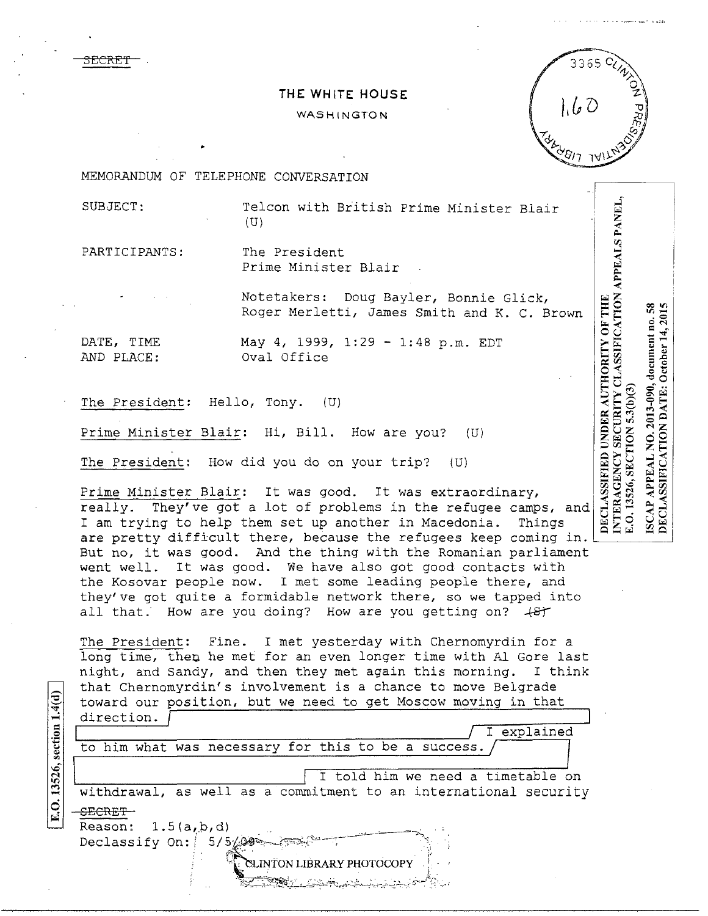SECRET

THE WHITE HOUSE

WASHINGTON

MEMORANDUM OF TELEPHONE CONVERSATION

SUBJECT: Telcon with British Prime Minister Blair (U)

PARTICIPANTS: The President
Prime Minister Blair

Notetakers: Doug Bayler, Bonnie Glick, Roger Merletti, James Smith and K. C. Brown

DATE, TIME AND PLACE: May 4, 1999, 1:29 - 1:48 p.m. EDT
Oval Office

DECLASSIFIED UNDER AUTHORITY OF THE INTERAGENCY SECURITY CLASSIFICATION APPEALS PANEL, E.O. 13526, SECTION 5.3(b)(3)

ISCAP APPEAL NO. 2013-090, document no. 58
DECLASSIFICATION DATE: October 14, 2015

The President: Hello, Tony. (U)

Prime Minister Blair: Hi, Bill. How are you? (U)

The President: How did you do on your trip? (U)

Prime Minister Blair: It was good. It was extraordinary, really. They've got a lot of problems in the refugee camps, and I am trying to help them set up another in Macedonia. Things are pretty difficult there, because the refugees keep coming in. But no, it was good. And the thing with the Romanian parliament went well. It was good. We have also got good contacts with the Kosovar people now. I met some leading people there, and they've got quite a formidable network there, so we tapped into all that. How are you doing? How are you getting on? (S)

The President: Fine. I met yesterday with Chernomyrdin for a long time, then he met for an even longer time with Al Gore last night, and Sandy, and then they met again this morning. I think that Chernomyrdin's involvement is a chance to move Belgrade toward our position, but we need to get Moscow moving in that direction. [REDACTED] I explained to him what was necessary for this to be a success. [REDACTED] I told him we need a timetable on withdrawal, as well as a commitment to an international security

E.O. 13526, section 1.4(d)

SECRET
Reason: 1.5(a,b,d)
Declassify On: 5/5/09

CLINTON LIBRARY PHOTOCOPY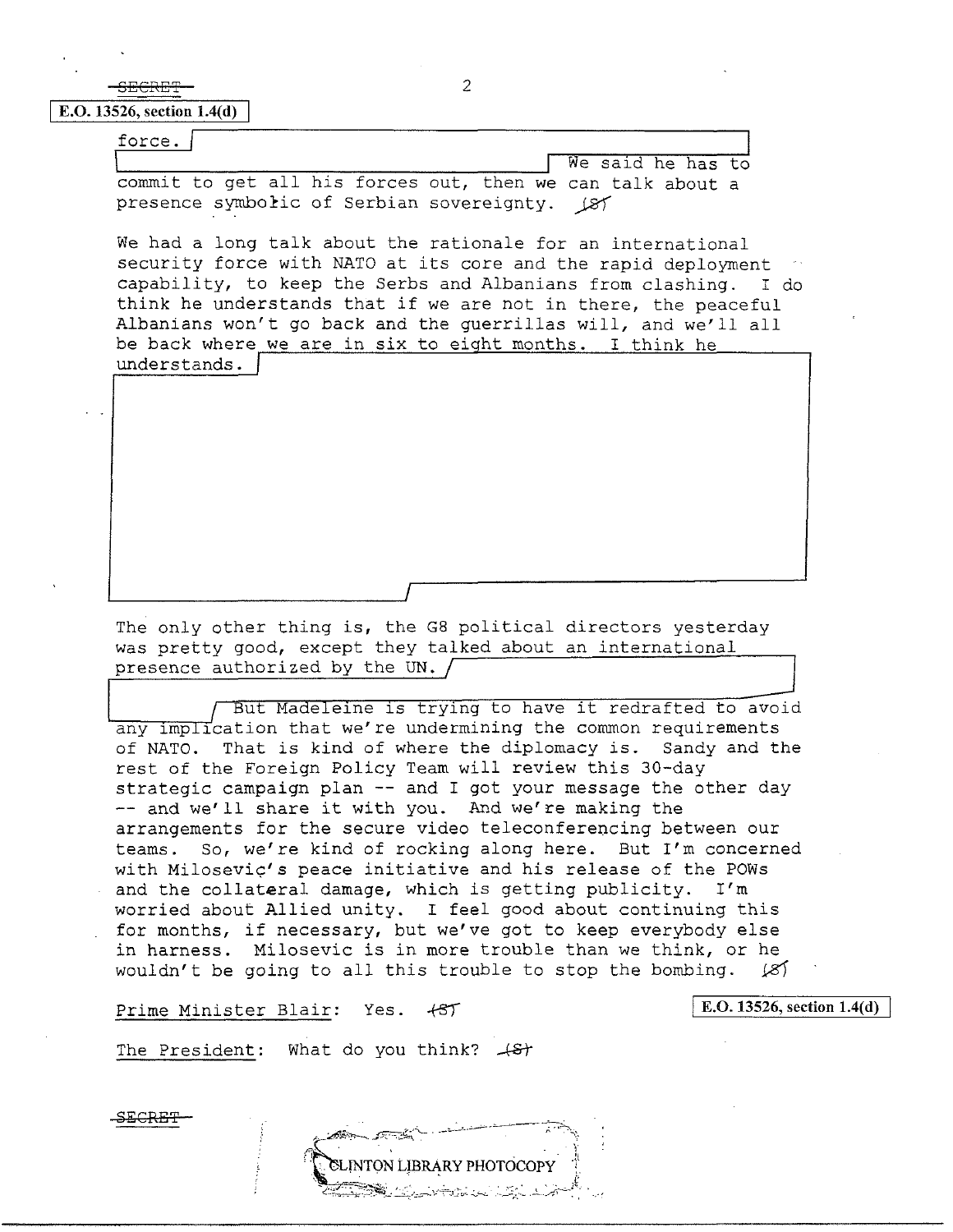SECRET

E.O. 13526, section 1.4(d)

force. [redacted] We said he has to commit to get all his forces out, then we can talk about a presence symbolic of Serbian sovereignty. (S)

We had a long talk about the rationale for an international security force with NATO at its core and the rapid deployment capability, to keep the Serbs and Albanians from clashing. I do think he understands that if we are not in there, the peaceful Albanians won't go back and the guerrillas will, and we'll all be back where we are in six to eight months. I think he understands. [redacted]

The only other thing is, the G8 political directors yesterday was pretty good, except they talked about an international presence authorized by the UN. [redacted] But Madeleine is trying to have it redrafted to avoid any implication that we're undermining the common requirements of NATO. That is kind of where the diplomacy is. Sandy and the rest of the Foreign Policy Team will review this 30-day strategic campaign plan -- and I got your message the other day -- and we'll share it with you. And we're making the arrangements for the secure video teleconferencing between our teams. So, we're kind of rocking along here. But I'm concerned with Milosevic's peace initiative and his release of the POWs and the collateral damage, which is getting publicity. I'm worried about Allied unity. I feel good about continuing this for months, if necessary, but we've got to keep everybody else in harness. Milosevic is in more trouble than we think, or he wouldn't be going to all this trouble to stop the bombing. (S)

Prime Minister Blair: Yes. (S)

E.O. 13526, section 1.4(d)

The President: What do you think? (S)

SECRET

CLINTON LIBRARY PHOTOCOPY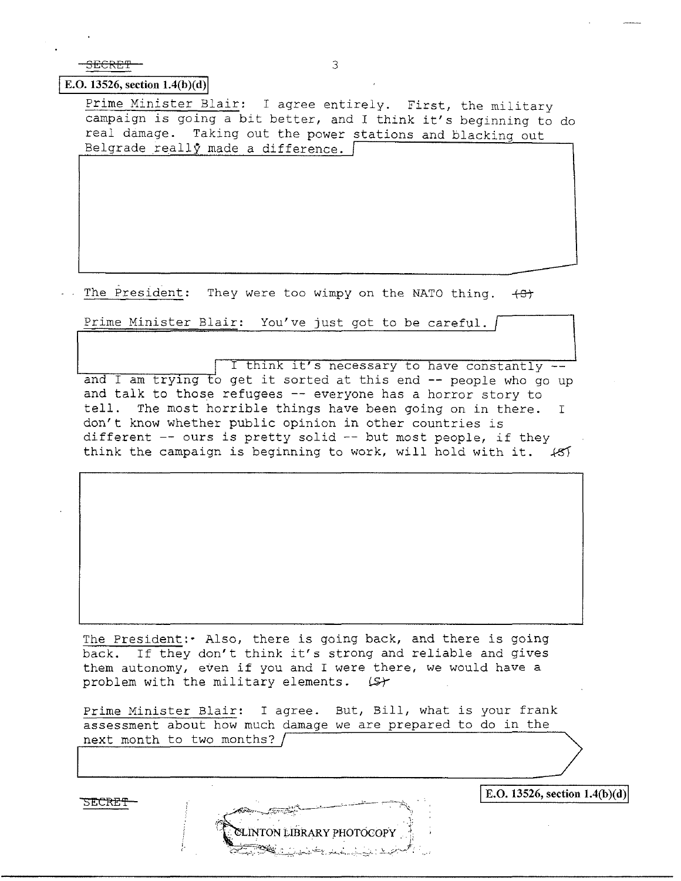SECRET

E.O. 13526, section 1.4(b)(d)

Prime Minister Blair: I agree entirely. First, the military campaign is going a bit better, and I think it's beginning to do real damage. Taking out the power stations and blacking out Belgrade really made a difference.

The President: They were too wimpy on the NATO thing. (S)

Prime Minister Blair: You've just got to be careful. I think it's necessary to have constantly -- and I am trying to get it sorted at this end -- people who go up and talk to those refugees -- everyone has a horror story to tell. The most horrible things have been going on in there. I don't know whether public opinion in other countries is different -- ours is pretty solid -- but most people, if they think the campaign is beginning to work, will hold with it. (S)

The President: Also, there is going back, and there is going back. If they don't think it's strong and reliable and gives them autonomy, even if you and I were there, we would have a problem with the military elements. (S)

Prime Minister Blair: I agree. But, Bill, what is your frank assessment about how much damage we are prepared to do in the next month to two months?

SECRET

E.O. 13526, section 1.4(b)(d)

CLINTON LIBRARY PHOTOCOPY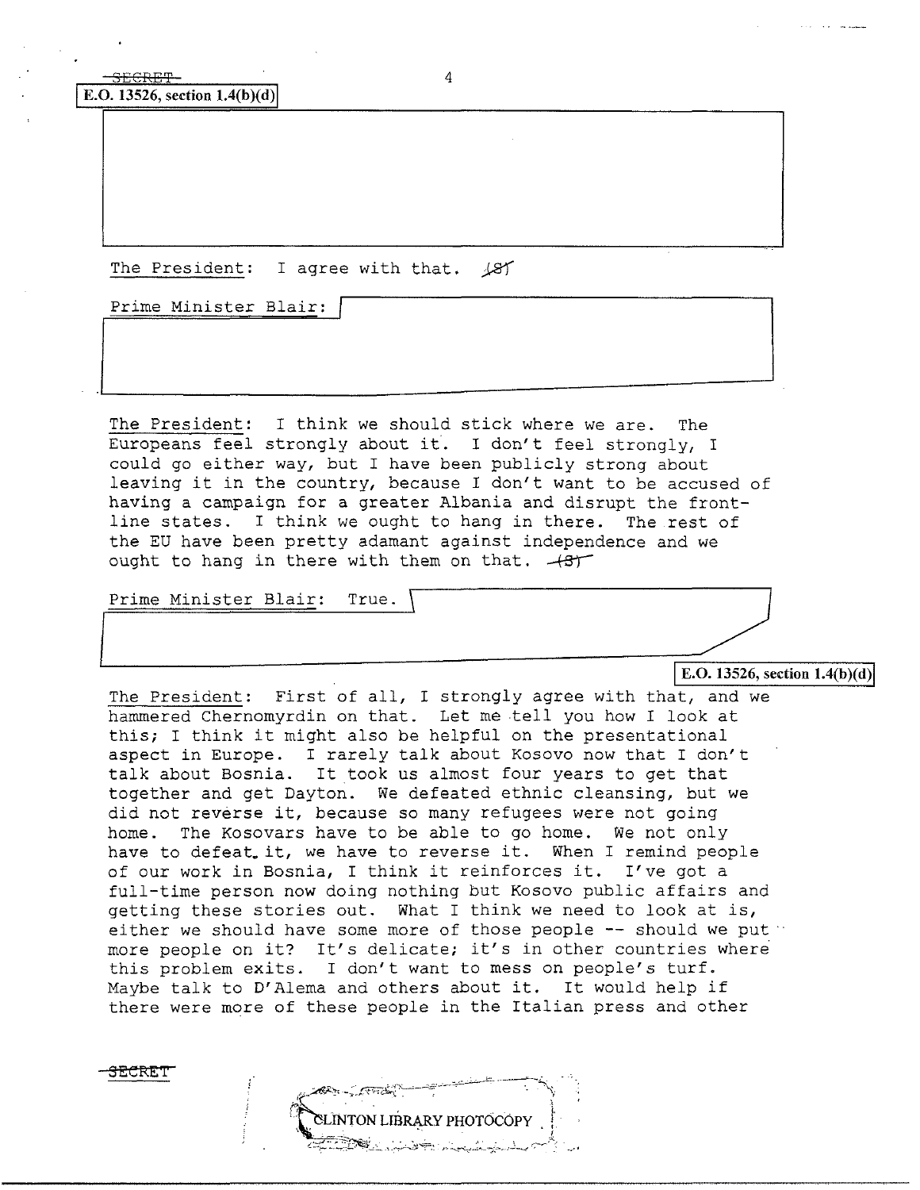~~SECRET~~

E.O. 13526, section 1.4(b)(d)

The President: I agree with that. ~~(S)~~

Prime Minister Blair:

The President: I think we should stick where we are. The Europeans feel strongly about it. I don't feel strongly, I could go either way, but I have been publicly strong about leaving it in the country, because I don't want to be accused of having a campaign for a greater Albania and disrupt the front-line states. I think we ought to hang in there. The rest of the EU have been pretty adamant against independence and we ought to hang in there with them on that. ~~(S)~~

Prime Minister Blair: True.

E.O. 13526, section 1.4(b)(d)

The President: First of all, I strongly agree with that, and we hammered Chernomyrdin on that. Let me tell you how I look at this; I think it might also be helpful on the presentational aspect in Europe. I rarely talk about Kosovo now that I don't talk about Bosnia. It took us almost four years to get that together and get Dayton. We defeated ethnic cleansing, but we did not reverse it, because so many refugees were not going home. The Kosovars have to be able to go home. We not only have to defeat it, we have to reverse it. When I remind people of our work in Bosnia, I think it reinforces it. I've got a full-time person now doing nothing but Kosovo public affairs and getting these stories out. What I think we need to look at is, either we should have some more of those people -- should we put more people on it? It's delicate; it's in other countries where this problem exits. I don't want to mess on people's turf. Maybe talk to D'Alema and others about it. It would help if there were more of these people in the Italian press and other

~~SECRET~~

CLINTON LIBRARY PHOTOCOPY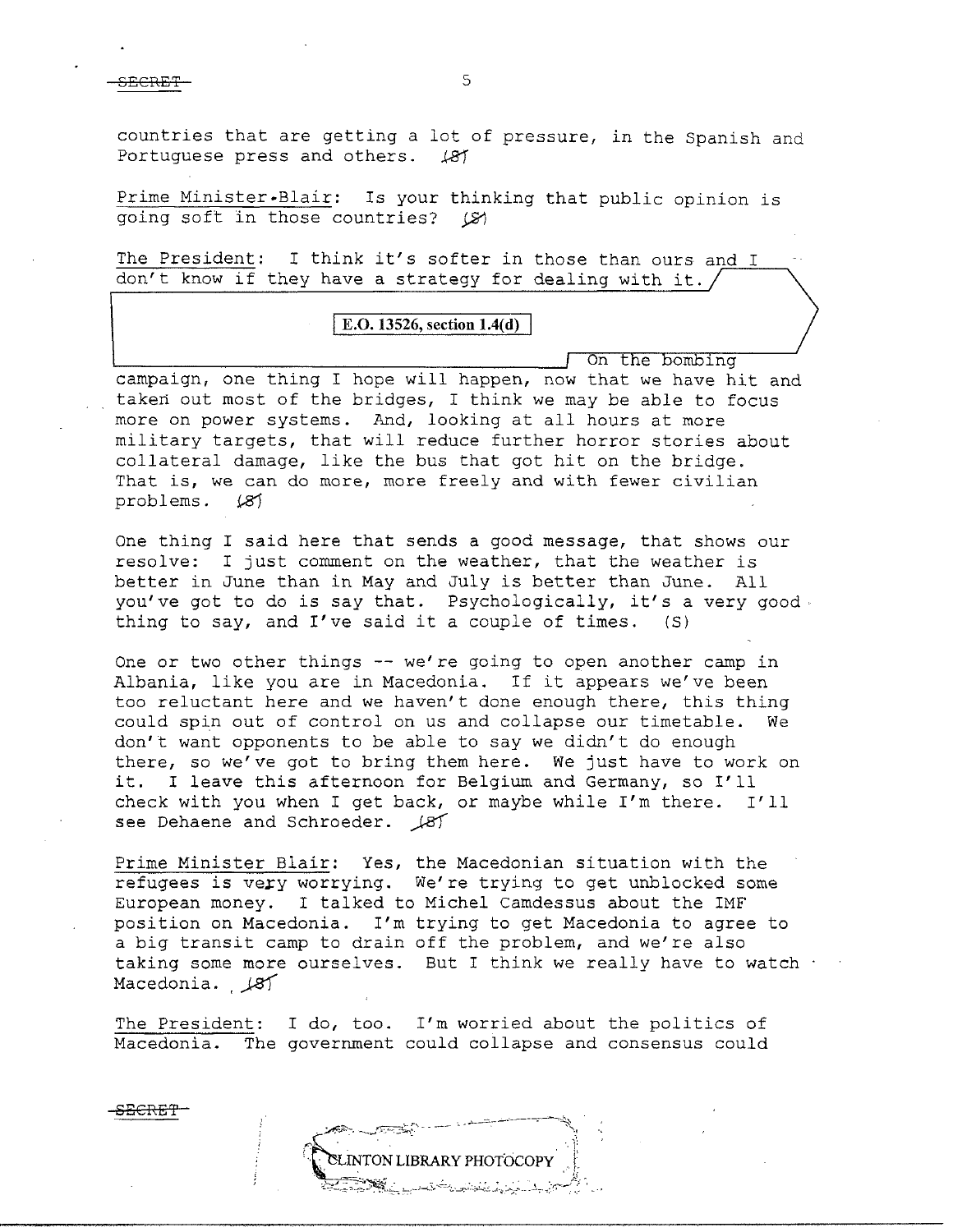countries that are getting a lot of pressure, in the Spanish and Portuguese press and others. (S)

Prime Minister Blair: Is your thinking that public opinion is going soft in those countries? (S)

The President: I think it's softer in those than ours and I don't know if they have a strategy for dealing with it.

E.O. 13526, section 1.4(d)

On the bombing campaign, one thing I hope will happen, now that we have hit and taken out most of the bridges, I think we may be able to focus more on power systems. And, looking at all hours at more military targets, that will reduce further horror stories about collateral damage, like the bus that got hit on the bridge. That is, we can do more, more freely and with fewer civilian problems. (S)

One thing I said here that sends a good message, that shows our resolve: I just comment on the weather, that the weather is better in June than in May and July is better than June. All you've got to do is say that. Psychologically, it's a very good thing to say, and I've said it a couple of times. (S)

One or two other things -- we're going to open another camp in Albania, like you are in Macedonia. If it appears we've been too reluctant here and we haven't done enough there, this thing could spin out of control on us and collapse our timetable. We don't want opponents to be able to say we didn't do enough there, so we've got to bring them here. We just have to work on it. I leave this afternoon for Belgium and Germany, so I'll check with you when I get back, or maybe while I'm there. I'll see Dehaene and Schroeder. (S)

Prime Minister Blair: Yes, the Macedonian situation with the refugees is very worrying. We're trying to get unblocked some European money. I talked to Michel Camdessus about the IMF position on Macedonia. I'm trying to get Macedonia to agree to a big transit camp to drain off the problem, and we're also taking some more ourselves. But I think we really have to watch Macedonia. (S)

The President: I do, too. I'm worried about the politics of Macedonia. The government could collapse and consensus could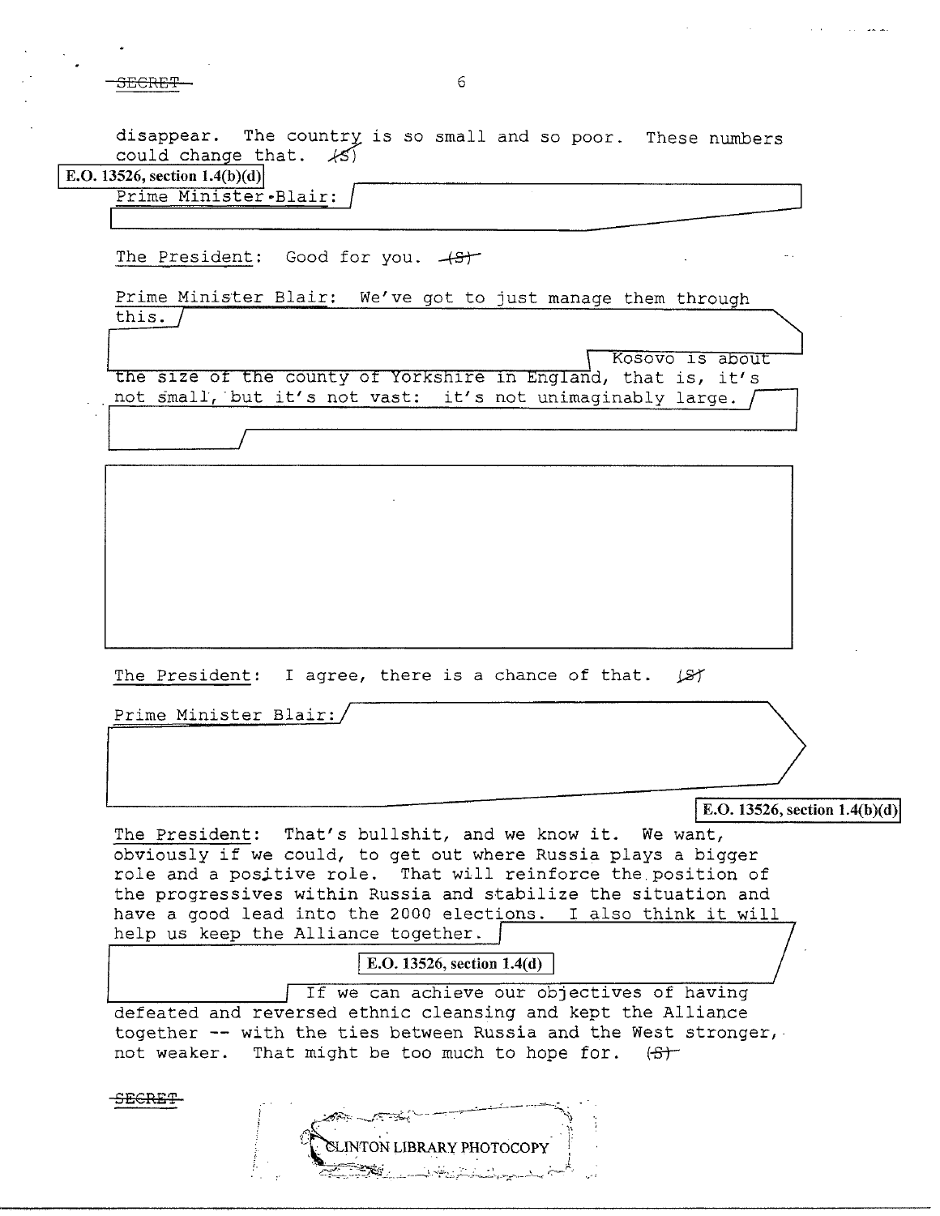disappear. The country is so small and so poor. These numbers could change that. (S)

E.O. 13526, section 1.4(b)(d)

Prime Minister Blair:

The President: Good for you. (S)

Prime Minister Blair: We've got to just manage them through this. Kosovo is about the size of the county of Yorkshire in England, that is, it's not small, but it's not vast: it's not unimaginably large.

The President: I agree, there is a chance of that. (S)

Prime Minister Blair:

E.O. 13526, section 1.4(b)(d)

The President: That's bullshit, and we know it. We want, obviously if we could, to get out where Russia plays a bigger role and a positive role. That will reinforce the position of the progressives within Russia and stabilize the situation and have a good lead into the 2000 elections. I also think it will help us keep the Alliance together.

E.O. 13526, section 1.4(d)

If we can achieve our objectives of having defeated and reversed ethnic cleansing and kept the Alliance together -- with the ties between Russia and the West stronger, not weaker. That might be too much to hope for. (S)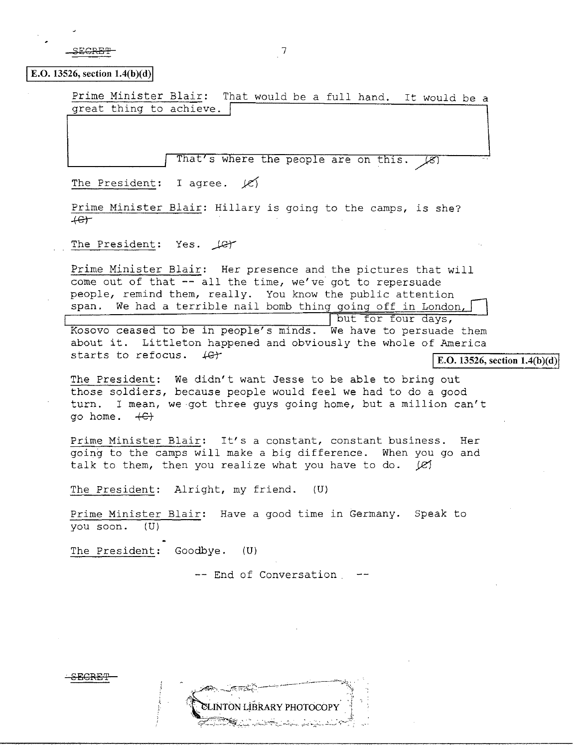SECRET

E.O. 13526, section 1.4(b)(d)

Prime Minister Blair: That would be a full hand. It would be a great thing to achieve. [redacted] That's where the people are on this. (S)

The President: I agree. (C)

Prime Minister Blair: Hillary is going to the camps, is she? (C)

The President: Yes. (C)

Prime Minister Blair: Her presence and the pictures that will come out of that -- all the time, we've got to repersuade people, remind them, really. You know the public attention span. We had a terrible nail bomb thing going off in London, [redacted] but for four days, Kosovo ceased to be in people's minds. We have to persuade them about it. Littleton happened and obviously the whole of America starts to refocus. (C)

E.O. 13526, section 1.4(b)(d)

The President: We didn't want Jesse to be able to bring out those soldiers, because people would feel we had to do a good turn. I mean, we got three guys going home, but a million can't go home. (C)

Prime Minister Blair: It's a constant, constant business. Her going to the camps will make a big difference. When you go and talk to them, then you realize what you have to do. (C)

The President: Alright, my friend. (U)

Prime Minister Blair: Have a good time in Germany. Speak to you soon. (U)

The President: Goodbye. (U)

-- End of Conversation --

SECRET

CLINTON LIBRARY PHOTOCOPY